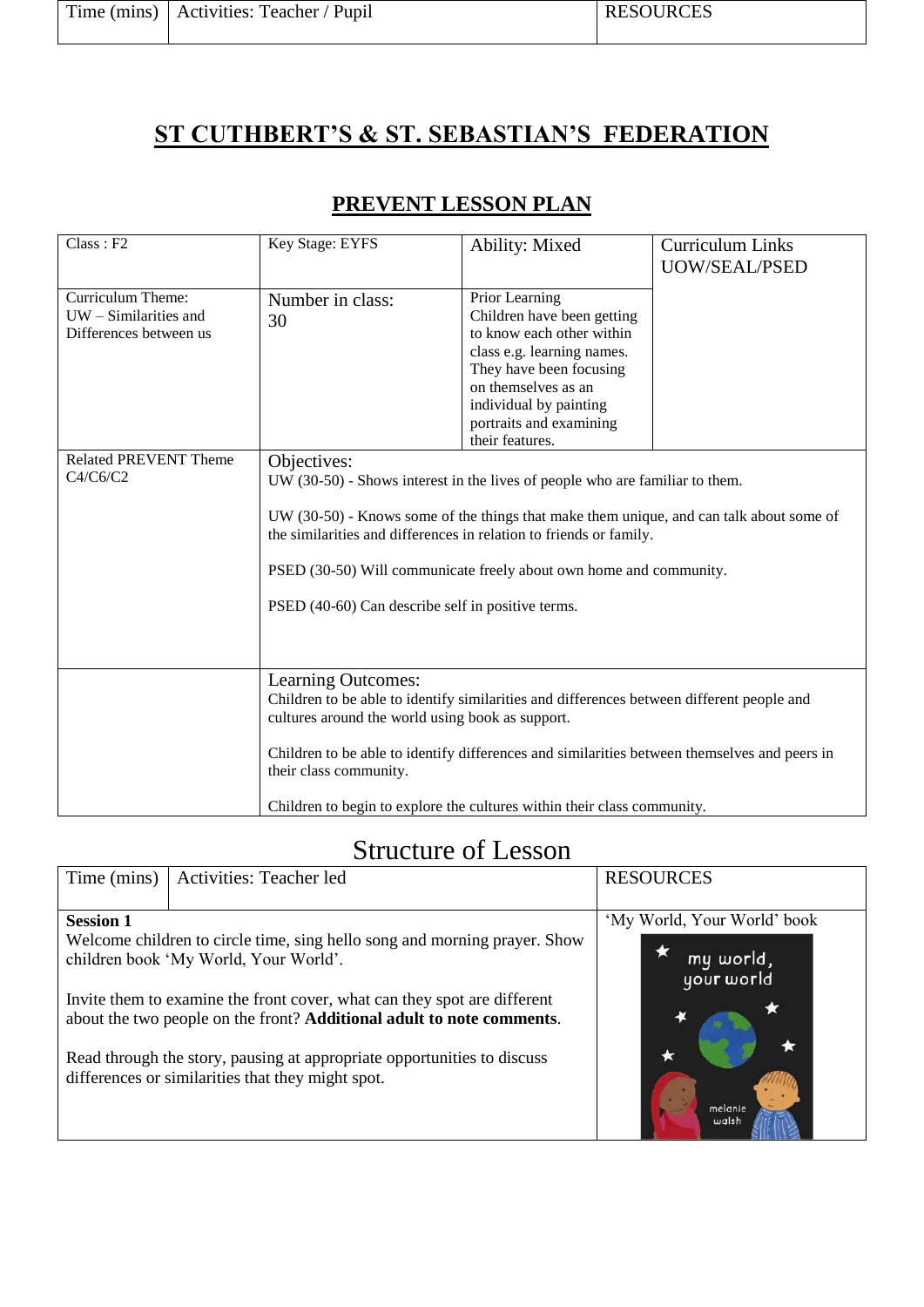| Time (mins) | Activities: Teacher / Pupil | RESOURCES |
|---|---|---|

# ST CUTHBERT'S & ST. SEBASTIAN'S FEDERATION

## PREVENT LESSON PLAN

| Class : F2 | Key Stage: EYFS | Ability: Mixed | Curriculum Links UOW/SEAL/PSED |
|---|---|---|---|
| Curriculum Theme: UW – Similarities and Differences between us | Number in class: 30 | Prior Learning Children have been getting to know each other within class e.g. learning names. They have been focusing on themselves as an individual by painting portraits and examining their features. | |
| Related PREVENT Theme C4/C6/C2 | Objectives:<br>UW (30-50) - Shows interest in the lives of people who are familiar to them.<br><br>UW (30-50) - Knows some of the things that make them unique, and can talk about some of the similarities and differences in relation to friends or family.<br><br>PSED (30-50) Will communicate freely about own home and community.<br><br>PSED (40-60) Can describe self in positive terms. | | |
| | Learning Outcomes:<br>Children to be able to identify similarities and differences between different people and cultures around the world using book as support.<br><br>Children to be able to identify differences and similarities between themselves and peers in their class community.<br><br>Children to begin to explore the cultures within their class community. | | |

## Structure of Lesson

| Time (mins) | Activities: Teacher led | RESOURCES |
|---|---|---|
| **Session 1**<br>Welcome children to circle time, sing hello song and morning prayer. Show children book 'My World, Your World'.<br><br>Invite them to examine the front cover, what can they spot are different about the two people on the front? **Additional adult to note comments**.<br><br>Read through the story, pausing at appropriate opportunities to discuss differences or similarities that they might spot. | | 'My World, Your World' book |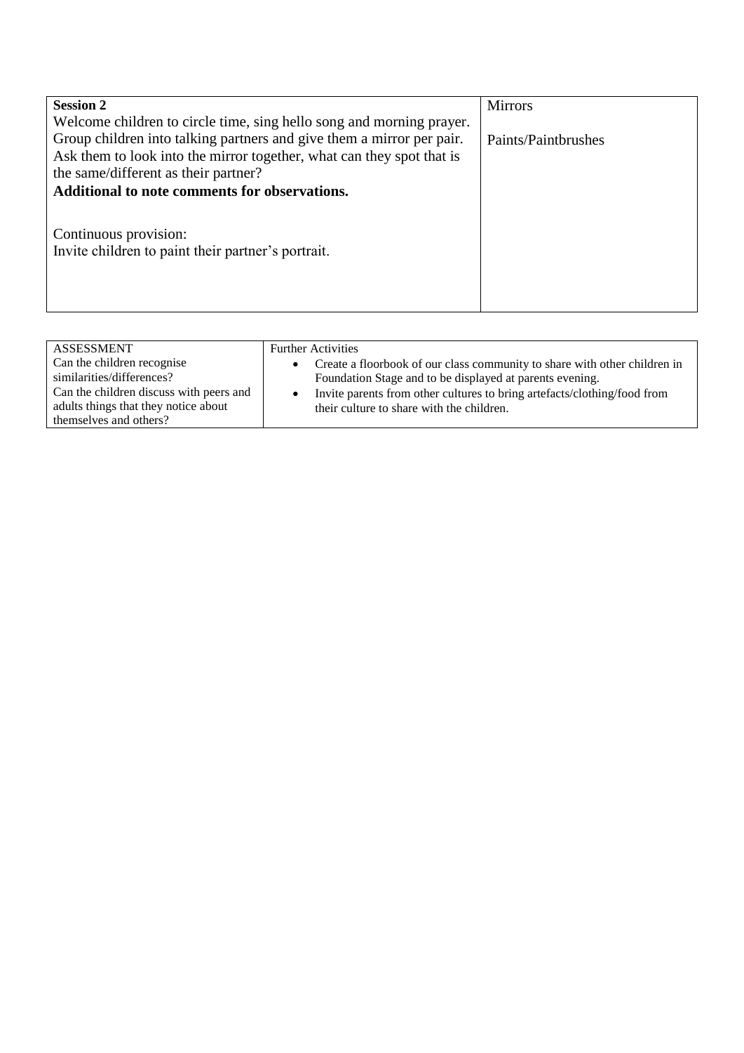| | |
|---|---|
| **Session 2**<br>Welcome children to circle time, sing hello song and morning prayer.<br>Group children into talking partners and give them a mirror per pair.<br>Ask them to look into the mirror together, what can they spot that is the same/different as their partner?<br>**Additional to note comments for observations.**<br><br>Continuous provision:<br>Invite children to paint their partner's portrait. | Mirrors<br><br>Paints/Paintbrushes |

| ASSESSMENT | Further Activities |
|---|---|
| Can the children recognise similarities/differences?<br>Can the children discuss with peers and adults things that they notice about themselves and others? | • Create a floorbook of our class community to share with other children in Foundation Stage and to be displayed at parents evening.<br>• Invite parents from other cultures to bring artefacts/clothing/food from their culture to share with the children. |